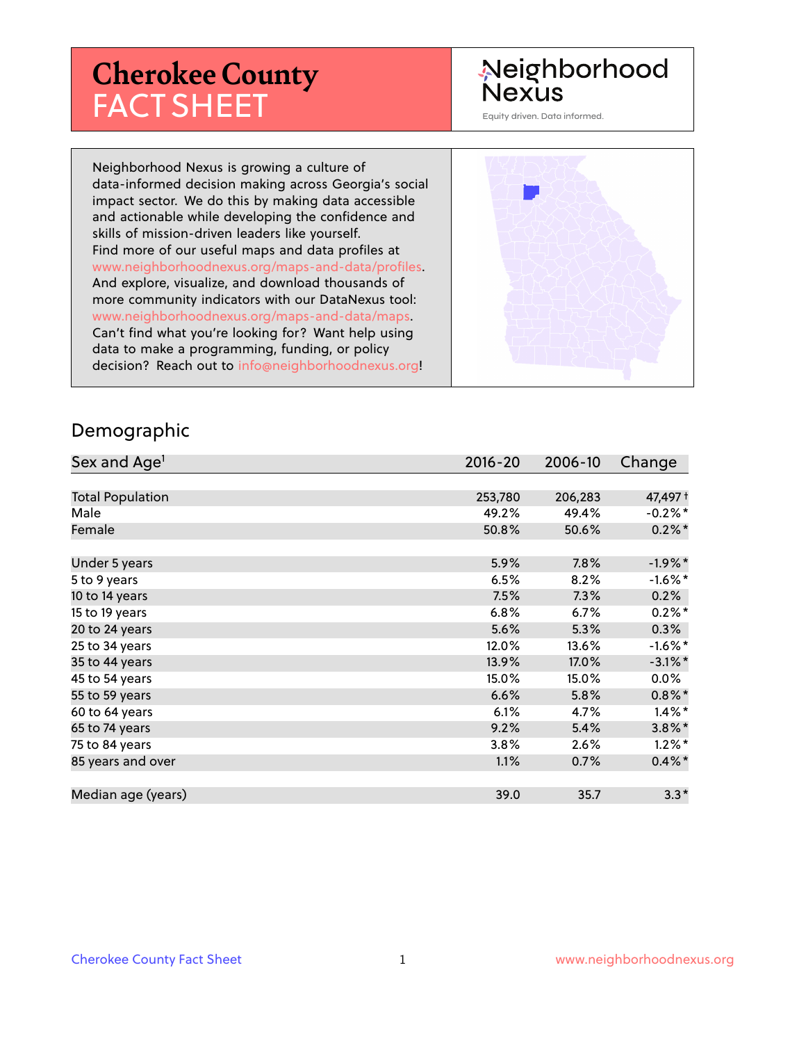# Cherokee County FACT SHEET

Neighborhood Nexus

Equity driven. Data informed.

Neighborhood Nexus is growing a culture of data-informed decision making across Georgia's social impact sector. We do this by making data accessible and actionable while developing the confidence and skills of mission-driven leaders like yourself. Find more of our useful maps and data profiles at www.neighborhoodnexus.org/maps-and-data/profiles. And explore, visualize, and download thousands of more community indicators with our DataNexus tool: www.neighborhoodnexus.org/maps-and-data/maps. Can't find what you're looking for? Want help using data to make a programming, funding, or policy decision? Reach out to info@neighborhoodnexus.org!

## Demographic

| Sex and Age[1] | 2016-20 | 2006-10 | Change |
|---|---|---|---|
| Total Population | 253,780 | 206,283 | 47,497 † |
| Male | 49.2% | 49.4% | -0.2% * |
| Female | 50.8% | 50.6% | 0.2% * |
| Under 5 years | 5.9% | 7.8% | -1.9% * |
| 5 to 9 years | 6.5% | 8.2% | -1.6% * |
| 10 to 14 years | 7.5% | 7.3% | 0.2% |
| 15 to 19 years | 6.8% | 6.7% | 0.2% * |
| 20 to 24 years | 5.6% | 5.3% | 0.3% |
| 25 to 34 years | 12.0% | 13.6% | -1.6% * |
| 35 to 44 years | 13.9% | 17.0% | -3.1% * |
| 45 to 54 years | 15.0% | 15.0% | 0.0% |
| 55 to 59 years | 6.6% | 5.8% | 0.8% * |
| 60 to 64 years | 6.1% | 4.7% | 1.4% * |
| 65 to 74 years | 9.2% | 5.4% | 3.8% * |
| 75 to 84 years | 3.8% | 2.6% | 1.2% * |
| 85 years and over | 1.1% | 0.7% | 0.4% * |
| Median age (years) | 39.0 | 35.7 | 3.3 * |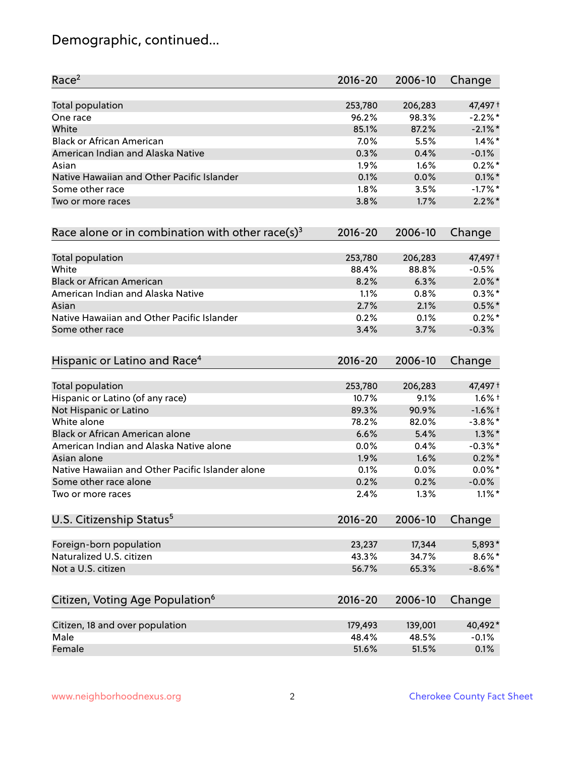# Demographic, continued...

| Race[2] | 2016-20 | 2006-10 | Change |
|---|---|---|---|
| Total population | 253,780 | 206,283 | 47,497 † |
| One race | 96.2% | 98.3% | -2.2% * |
| White | 85.1% | 87.2% | -2.1% * |
| Black or African American | 7.0% | 5.5% | 1.4% * |
| American Indian and Alaska Native | 0.3% | 0.4% | -0.1% |
| Asian | 1.9% | 1.6% | 0.2% * |
| Native Hawaiian and Other Pacific Islander | 0.1% | 0.0% | 0.1% * |
| Some other race | 1.8% | 3.5% | -1.7% * |
| Two or more races | 3.8% | 1.7% | 2.2% * |

| Race alone or in combination with other race(s)[3] | 2016-20 | 2006-10 | Change |
|---|---|---|---|
| Total population | 253,780 | 206,283 | 47,497 † |
| White | 88.4% | 88.8% | -0.5% |
| Black or African American | 8.2% | 6.3% | 2.0% * |
| American Indian and Alaska Native | 1.1% | 0.8% | 0.3% * |
| Asian | 2.7% | 2.1% | 0.5% * |
| Native Hawaiian and Other Pacific Islander | 0.2% | 0.1% | 0.2% * |
| Some other race | 3.4% | 3.7% | -0.3% |

| Hispanic or Latino and Race[4] | 2016-20 | 2006-10 | Change |
|---|---|---|---|
| Total population | 253,780 | 206,283 | 47,497 † |
| Hispanic or Latino (of any race) | 10.7% | 9.1% | 1.6% † |
| Not Hispanic or Latino | 89.3% | 90.9% | -1.6% † |
| White alone | 78.2% | 82.0% | -3.8% * |
| Black or African American alone | 6.6% | 5.4% | 1.3% * |
| American Indian and Alaska Native alone | 0.0% | 0.4% | -0.3% * |
| Asian alone | 1.9% | 1.6% | 0.2% * |
| Native Hawaiian and Other Pacific Islander alone | 0.1% | 0.0% | 0.0% * |
| Some other race alone | 0.2% | 0.2% | -0.0% |
| Two or more races | 2.4% | 1.3% | 1.1% * |

| U.S. Citizenship Status[5] | 2016-20 | 2006-10 | Change |
|---|---|---|---|
| Foreign-born population | 23,237 | 17,344 | 5,893 * |
| Naturalized U.S. citizen | 43.3% | 34.7% | 8.6% * |
| Not a U.S. citizen | 56.7% | 65.3% | -8.6% * |

| Citizen, Voting Age Population[6] | 2016-20 | 2006-10 | Change |
|---|---|---|---|
| Citizen, 18 and over population | 179,493 | 139,001 | 40,492 * |
| Male | 48.4% | 48.5% | -0.1% |
| Female | 51.6% | 51.5% | 0.1% |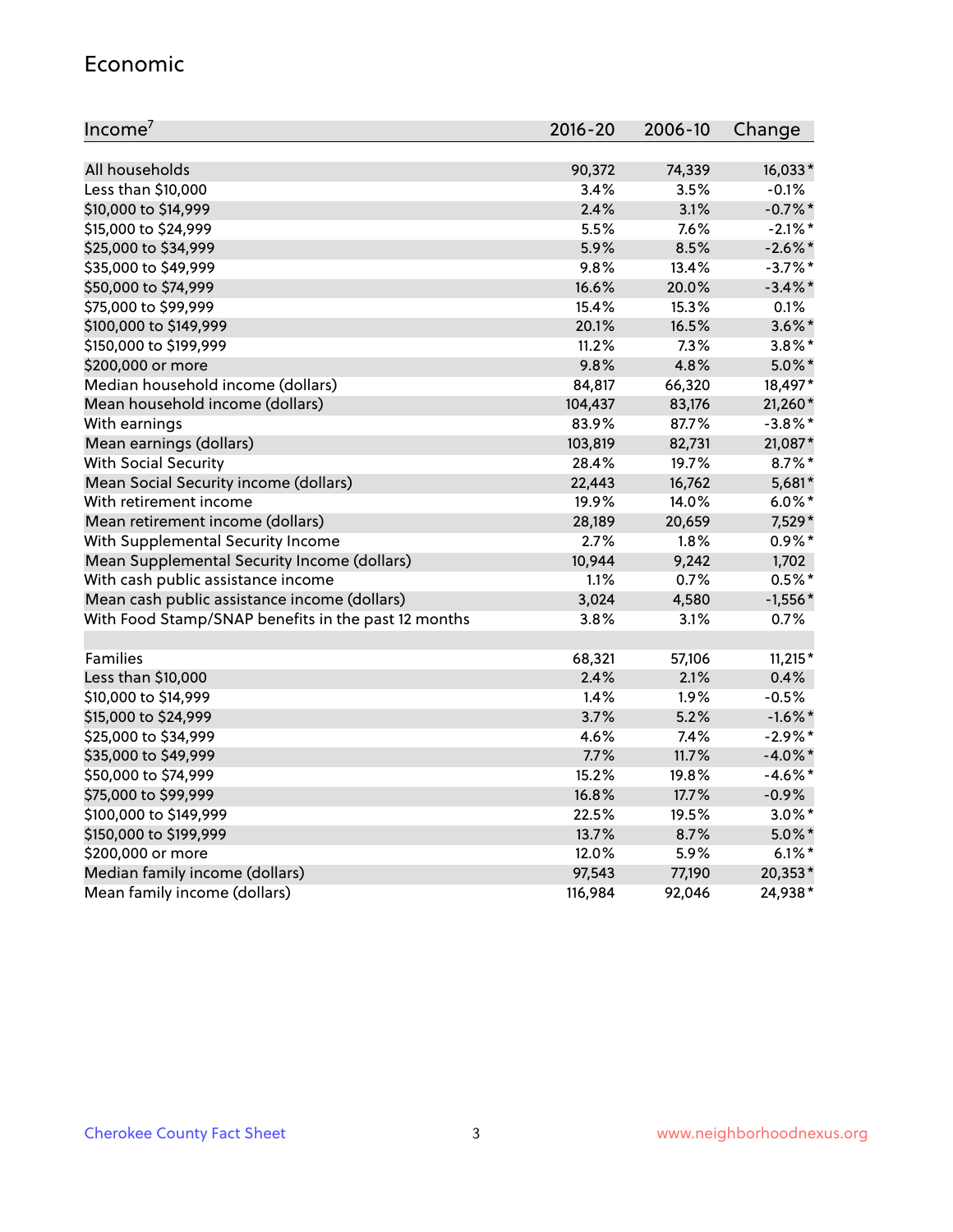## Economic

| Income[7] | 2016-20 | 2006-10 | Change |
|---|---|---|---|
| All households | 90,372 | 74,339 | 16,033* |
| Less than $10,000 | 3.4% | 3.5% | -0.1% |
| $10,000 to $14,999 | 2.4% | 3.1% | -0.7%* |
| $15,000 to $24,999 | 5.5% | 7.6% | -2.1%* |
| $25,000 to $34,999 | 5.9% | 8.5% | -2.6%* |
| $35,000 to $49,999 | 9.8% | 13.4% | -3.7%* |
| $50,000 to $74,999 | 16.6% | 20.0% | -3.4%* |
| $75,000 to $99,999 | 15.4% | 15.3% | 0.1% |
| $100,000 to $149,999 | 20.1% | 16.5% | 3.6%* |
| $150,000 to $199,999 | 11.2% | 7.3% | 3.8%* |
| $200,000 or more | 9.8% | 4.8% | 5.0%* |
| Median household income (dollars) | 84,817 | 66,320 | 18,497* |
| Mean household income (dollars) | 104,437 | 83,176 | 21,260* |
| With earnings | 83.9% | 87.7% | -3.8%* |
| Mean earnings (dollars) | 103,819 | 82,731 | 21,087* |
| With Social Security | 28.4% | 19.7% | 8.7%* |
| Mean Social Security income (dollars) | 22,443 | 16,762 | 5,681* |
| With retirement income | 19.9% | 14.0% | 6.0%* |
| Mean retirement income (dollars) | 28,189 | 20,659 | 7,529* |
| With Supplemental Security Income | 2.7% | 1.8% | 0.9%* |
| Mean Supplemental Security Income (dollars) | 10,944 | 9,242 | 1,702 |
| With cash public assistance income | 1.1% | 0.7% | 0.5%* |
| Mean cash public assistance income (dollars) | 3,024 | 4,580 | -1,556* |
| With Food Stamp/SNAP benefits in the past 12 months | 3.8% | 3.1% | 0.7% |
| | | | |
| Families | 68,321 | 57,106 | 11,215* |
| Less than $10,000 | 2.4% | 2.1% | 0.4% |
| $10,000 to $14,999 | 1.4% | 1.9% | -0.5% |
| $15,000 to $24,999 | 3.7% | 5.2% | -1.6%* |
| $25,000 to $34,999 | 4.6% | 7.4% | -2.9%* |
| $35,000 to $49,999 | 7.7% | 11.7% | -4.0%* |
| $50,000 to $74,999 | 15.2% | 19.8% | -4.6%* |
| $75,000 to $99,999 | 16.8% | 17.7% | -0.9% |
| $100,000 to $149,999 | 22.5% | 19.5% | 3.0%* |
| $150,000 to $199,999 | 13.7% | 8.7% | 5.0%* |
| $200,000 or more | 12.0% | 5.9% | 6.1%* |
| Median family income (dollars) | 97,543 | 77,190 | 20,353* |
| Mean family income (dollars) | 116,984 | 92,046 | 24,938* |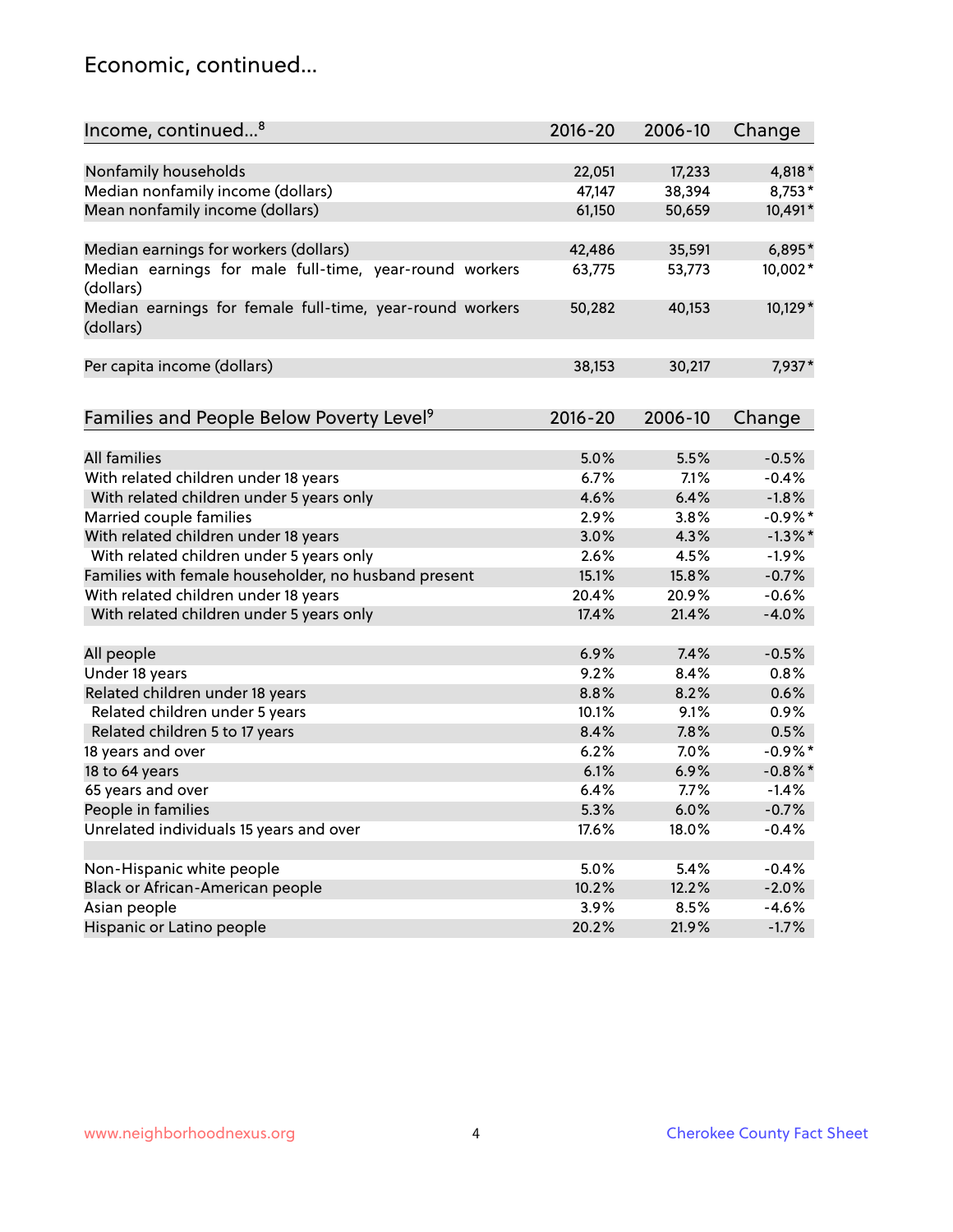# Economic, continued...

| Income, continued...[8] | 2016-20 | 2006-10 | Change |
|---|---|---|---|
| Nonfamily households | 22,051 | 17,233 | 4,818* |
| Median nonfamily income (dollars) | 47,147 | 38,394 | 8,753* |
| Mean nonfamily income (dollars) | 61,150 | 50,659 | 10,491* |
| Median earnings for workers (dollars) | 42,486 | 35,591 | 6,895* |
| Median earnings for male full-time, year-round workers (dollars) | 63,775 | 53,773 | 10,002* |
| Median earnings for female full-time, year-round workers (dollars) | 50,282 | 40,153 | 10,129* |
| Per capita income (dollars) | 38,153 | 30,217 | 7,937* |

| Families and People Below Poverty Level[9] | 2016-20 | 2006-10 | Change |
|---|---|---|---|
| All families | 5.0% | 5.5% | -0.5% |
| With related children under 18 years | 6.7% | 7.1% | -0.4% |
| With related children under 5 years only | 4.6% | 6.4% | -1.8% |
| Married couple families | 2.9% | 3.8% | -0.9%* |
| With related children under 18 years | 3.0% | 4.3% | -1.3%* |
| With related children under 5 years only | 2.6% | 4.5% | -1.9% |
| Families with female householder, no husband present | 15.1% | 15.8% | -0.7% |
| With related children under 18 years | 20.4% | 20.9% | -0.6% |
| With related children under 5 years only | 17.4% | 21.4% | -4.0% |
| All people | 6.9% | 7.4% | -0.5% |
| Under 18 years | 9.2% | 8.4% | 0.8% |
| Related children under 18 years | 8.8% | 8.2% | 0.6% |
| Related children under 5 years | 10.1% | 9.1% | 0.9% |
| Related children 5 to 17 years | 8.4% | 7.8% | 0.5% |
| 18 years and over | 6.2% | 7.0% | -0.9%* |
| 18 to 64 years | 6.1% | 6.9% | -0.8%* |
| 65 years and over | 6.4% | 7.7% | -1.4% |
| People in families | 5.3% | 6.0% | -0.7% |
| Unrelated individuals 15 years and over | 17.6% | 18.0% | -0.4% |
| Non-Hispanic white people | 5.0% | 5.4% | -0.4% |
| Black or African-American people | 10.2% | 12.2% | -2.0% |
| Asian people | 3.9% | 8.5% | -4.6% |
| Hispanic or Latino people | 20.2% | 21.9% | -1.7% |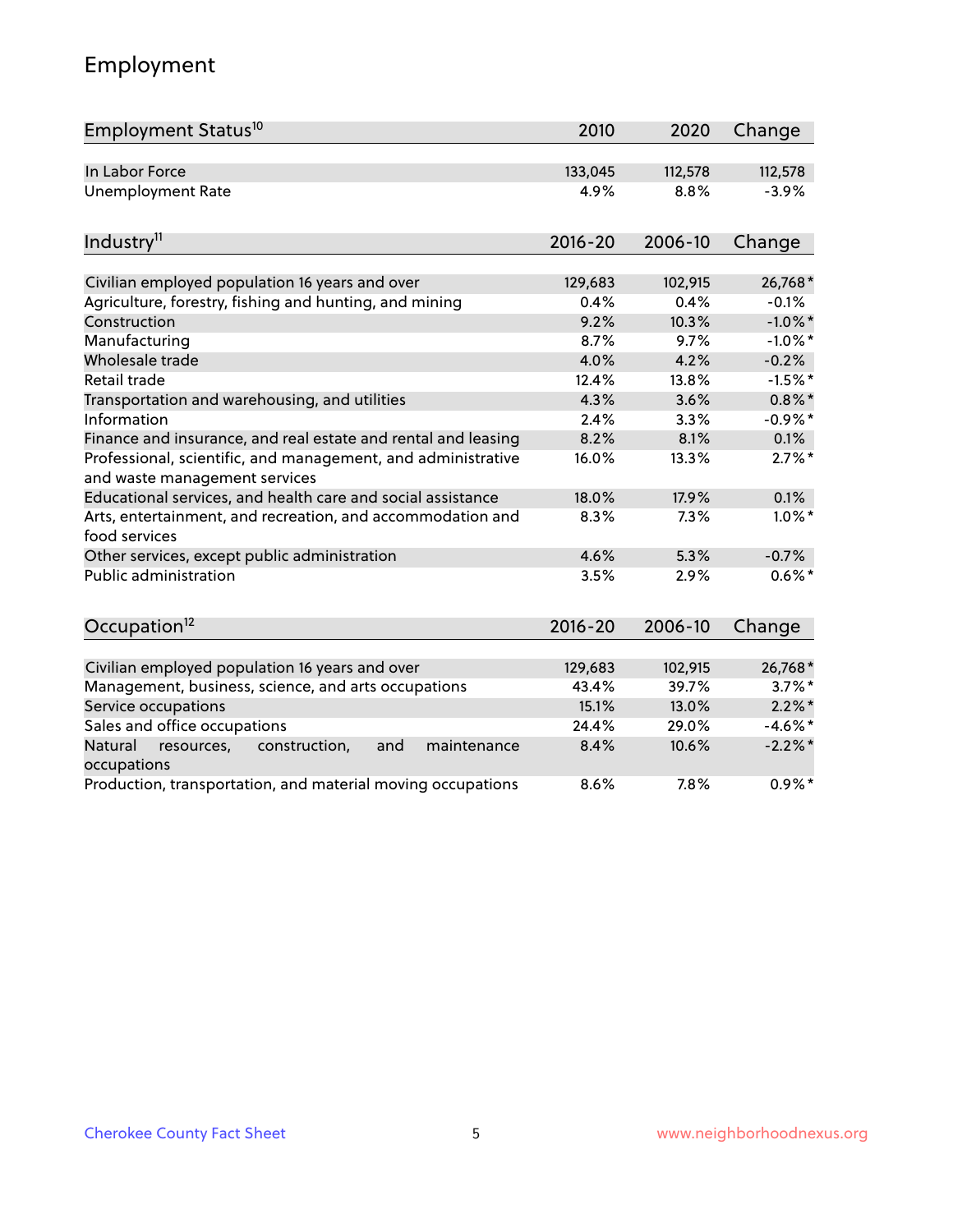# Employment

| Employment Status[10] | 2010 | 2020 | Change |
|---|---|---|---|
| In Labor Force | 133,045 | 112,578 | 112,578 |
| Unemployment Rate | 4.9% | 8.8% | -3.9% |

| Industry[11] | 2016-20 | 2006-10 | Change |
|---|---|---|---|
| Civilian employed population 16 years and over | 129,683 | 102,915 | 26,768* |
| Agriculture, forestry, fishing and hunting, and mining | 0.4% | 0.4% | -0.1% |
| Construction | 9.2% | 10.3% | -1.0%* |
| Manufacturing | 8.7% | 9.7% | -1.0%* |
| Wholesale trade | 4.0% | 4.2% | -0.2% |
| Retail trade | 12.4% | 13.8% | -1.5%* |
| Transportation and warehousing, and utilities | 4.3% | 3.6% | 0.8%* |
| Information | 2.4% | 3.3% | -0.9%* |
| Finance and insurance, and real estate and rental and leasing | 8.2% | 8.1% | 0.1% |
| Professional, scientific, and management, and administrative and waste management services | 16.0% | 13.3% | 2.7%* |
| Educational services, and health care and social assistance | 18.0% | 17.9% | 0.1% |
| Arts, entertainment, and recreation, and accommodation and food services | 8.3% | 7.3% | 1.0%* |
| Other services, except public administration | 4.6% | 5.3% | -0.7% |
| Public administration | 3.5% | 2.9% | 0.6%* |

| Occupation[12] | 2016-20 | 2006-10 | Change |
|---|---|---|---|
| Civilian employed population 16 years and over | 129,683 | 102,915 | 26,768* |
| Management, business, science, and arts occupations | 43.4% | 39.7% | 3.7%* |
| Service occupations | 15.1% | 13.0% | 2.2%* |
| Sales and office occupations | 24.4% | 29.0% | -4.6%* |
| Natural resources, construction, and maintenance occupations | 8.4% | 10.6% | -2.2%* |
| Production, transportation, and material moving occupations | 8.6% | 7.8% | 0.9%* |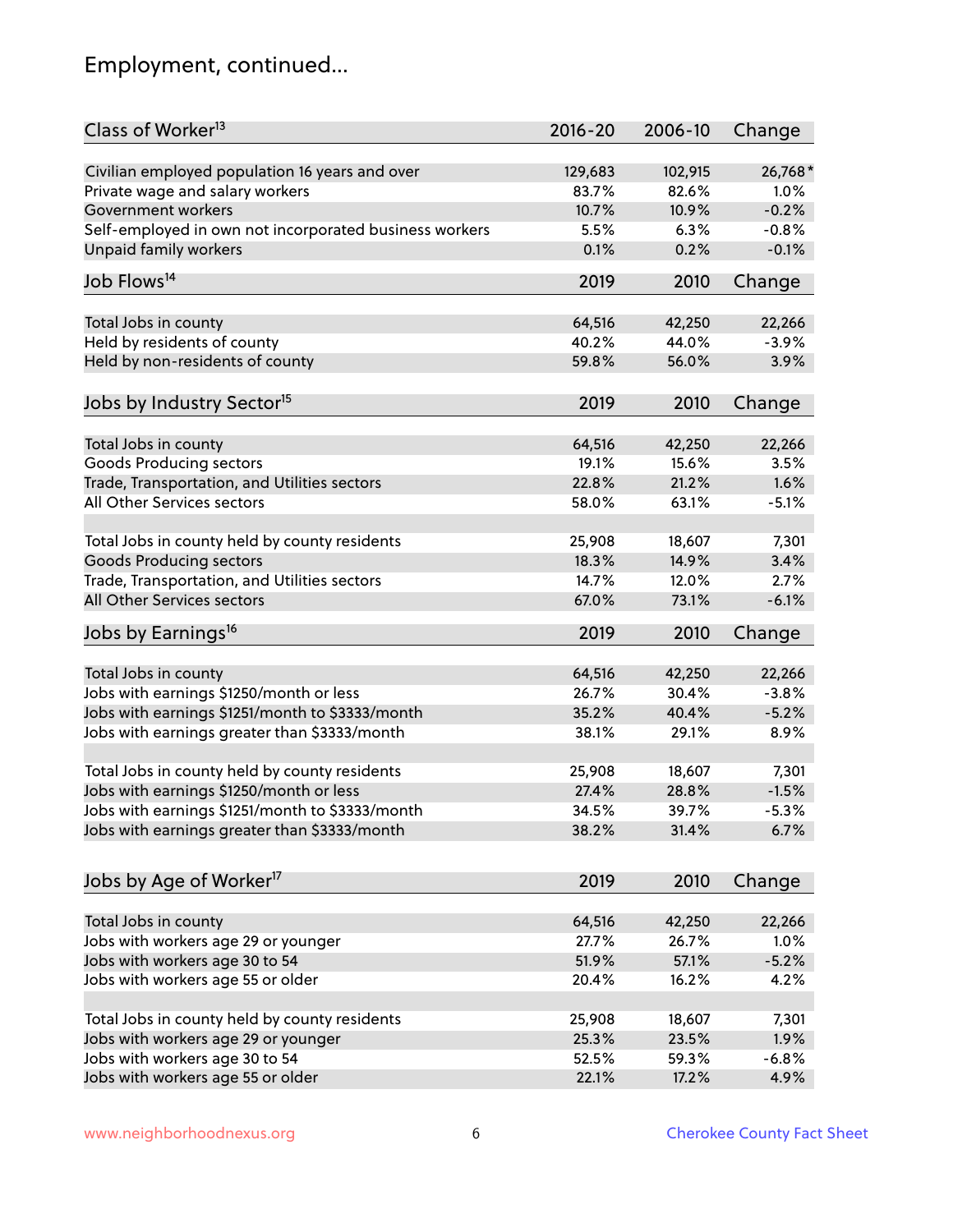## Employment, continued...

| Class of Worker[13] | 2016-20 | 2006-10 | Change |
|---|---|---|---|
| Civilian employed population 16 years and over | 129,683 | 102,915 | 26,768* |
| Private wage and salary workers | 83.7% | 82.6% | 1.0% |
| Government workers | 10.7% | 10.9% | -0.2% |
| Self-employed in own not incorporated business workers | 5.5% | 6.3% | -0.8% |
| Unpaid family workers | 0.1% | 0.2% | -0.1% |

| Job Flows[14] | 2019 | 2010 | Change |
|---|---|---|---|
| Total Jobs in county | 64,516 | 42,250 | 22,266 |
| Held by residents of county | 40.2% | 44.0% | -3.9% |
| Held by non-residents of county | 59.8% | 56.0% | 3.9% |

| Jobs by Industry Sector[15] | 2019 | 2010 | Change |
|---|---|---|---|
| Total Jobs in county | 64,516 | 42,250 | 22,266 |
| Goods Producing sectors | 19.1% | 15.6% | 3.5% |
| Trade, Transportation, and Utilities sectors | 22.8% | 21.2% | 1.6% |
| All Other Services sectors | 58.0% | 63.1% | -5.1% |
| | | | |
| Total Jobs in county held by county residents | 25,908 | 18,607 | 7,301 |
| Goods Producing sectors | 18.3% | 14.9% | 3.4% |
| Trade, Transportation, and Utilities sectors | 14.7% | 12.0% | 2.7% |
| All Other Services sectors | 67.0% | 73.1% | -6.1% |

| Jobs by Earnings[16] | 2019 | 2010 | Change |
|---|---|---|---|
| Total Jobs in county | 64,516 | 42,250 | 22,266 |
| Jobs with earnings $1250/month or less | 26.7% | 30.4% | -3.8% |
| Jobs with earnings $1251/month to $3333/month | 35.2% | 40.4% | -5.2% |
| Jobs with earnings greater than $3333/month | 38.1% | 29.1% | 8.9% |
| | | | |
| Total Jobs in county held by county residents | 25,908 | 18,607 | 7,301 |
| Jobs with earnings $1250/month or less | 27.4% | 28.8% | -1.5% |
| Jobs with earnings $1251/month to $3333/month | 34.5% | 39.7% | -5.3% |
| Jobs with earnings greater than $3333/month | 38.2% | 31.4% | 6.7% |

| Jobs by Age of Worker[17] | 2019 | 2010 | Change |
|---|---|---|---|
| Total Jobs in county | 64,516 | 42,250 | 22,266 |
| Jobs with workers age 29 or younger | 27.7% | 26.7% | 1.0% |
| Jobs with workers age 30 to 54 | 51.9% | 57.1% | -5.2% |
| Jobs with workers age 55 or older | 20.4% | 16.2% | 4.2% |
| | | | |
| Total Jobs in county held by county residents | 25,908 | 18,607 | 7,301 |
| Jobs with workers age 29 or younger | 25.3% | 23.5% | 1.9% |
| Jobs with workers age 30 to 54 | 52.5% | 59.3% | -6.8% |
| Jobs with workers age 55 or older | 22.1% | 17.2% | 4.9% |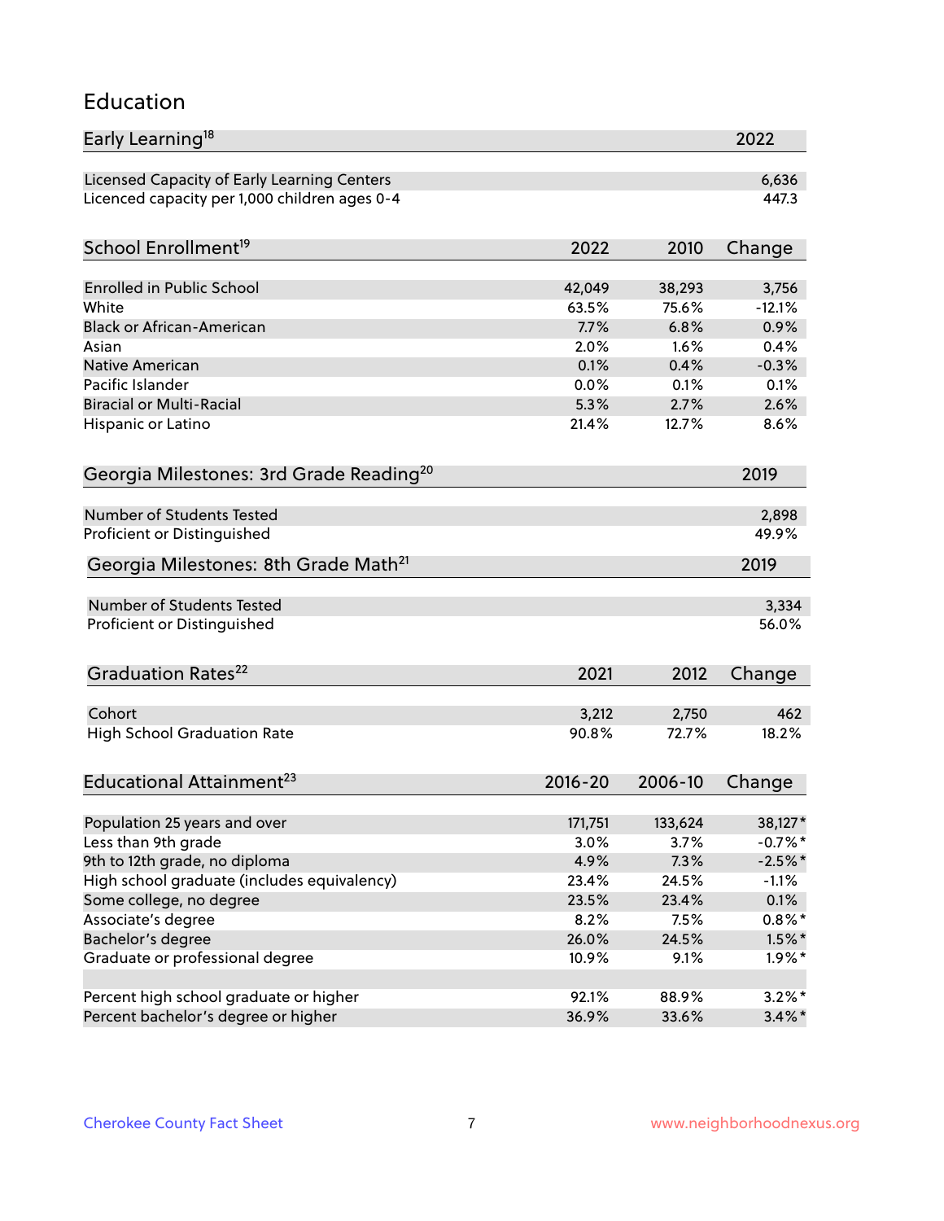# Education

| Early Learning[18] | 2022 |
|---|---|
| Licensed Capacity of Early Learning Centers | 6,636 |
| Licenced capacity per 1,000 children ages 0-4 | 447.3 |

| School Enrollment[19] | 2022 | 2010 | Change |
|---|---|---|---|
| Enrolled in Public School | 42,049 | 38,293 | 3,756 |
| White | 63.5% | 75.6% | -12.1% |
| Black or African-American | 7.7% | 6.8% | 0.9% |
| Asian | 2.0% | 1.6% | 0.4% |
| Native American | 0.1% | 0.4% | -0.3% |
| Pacific Islander | 0.0% | 0.1% | 0.1% |
| Biracial or Multi-Racial | 5.3% | 2.7% | 2.6% |
| Hispanic or Latino | 21.4% | 12.7% | 8.6% |

| Georgia Milestones: 3rd Grade Reading[20] | 2019 |
|---|---|
| Number of Students Tested | 2,898 |
| Proficient or Distinguished | 49.9% |

| Georgia Milestones: 8th Grade Math[21] | 2019 |
|---|---|
| Number of Students Tested | 3,334 |
| Proficient or Distinguished | 56.0% |

| Graduation Rates[22] | 2021 | 2012 | Change |
|---|---|---|---|
| Cohort | 3,212 | 2,750 | 462 |
| High School Graduation Rate | 90.8% | 72.7% | 18.2% |

| Educational Attainment[23] | 2016-20 | 2006-10 | Change |
|---|---|---|---|
| Population 25 years and over | 171,751 | 133,624 | 38,127* |
| Less than 9th grade | 3.0% | 3.7% | -0.7%* |
| 9th to 12th grade, no diploma | 4.9% | 7.3% | -2.5%* |
| High school graduate (includes equivalency) | 23.4% | 24.5% | -1.1% |
| Some college, no degree | 23.5% | 23.4% | 0.1% |
| Associate's degree | 8.2% | 7.5% | 0.8%* |
| Bachelor's degree | 26.0% | 24.5% | 1.5%* |
| Graduate or professional degree | 10.9% | 9.1% | 1.9%* |
| | | | |
| Percent high school graduate or higher | 92.1% | 88.9% | 3.2%* |
| Percent bachelor's degree or higher | 36.9% | 33.6% | 3.4%* |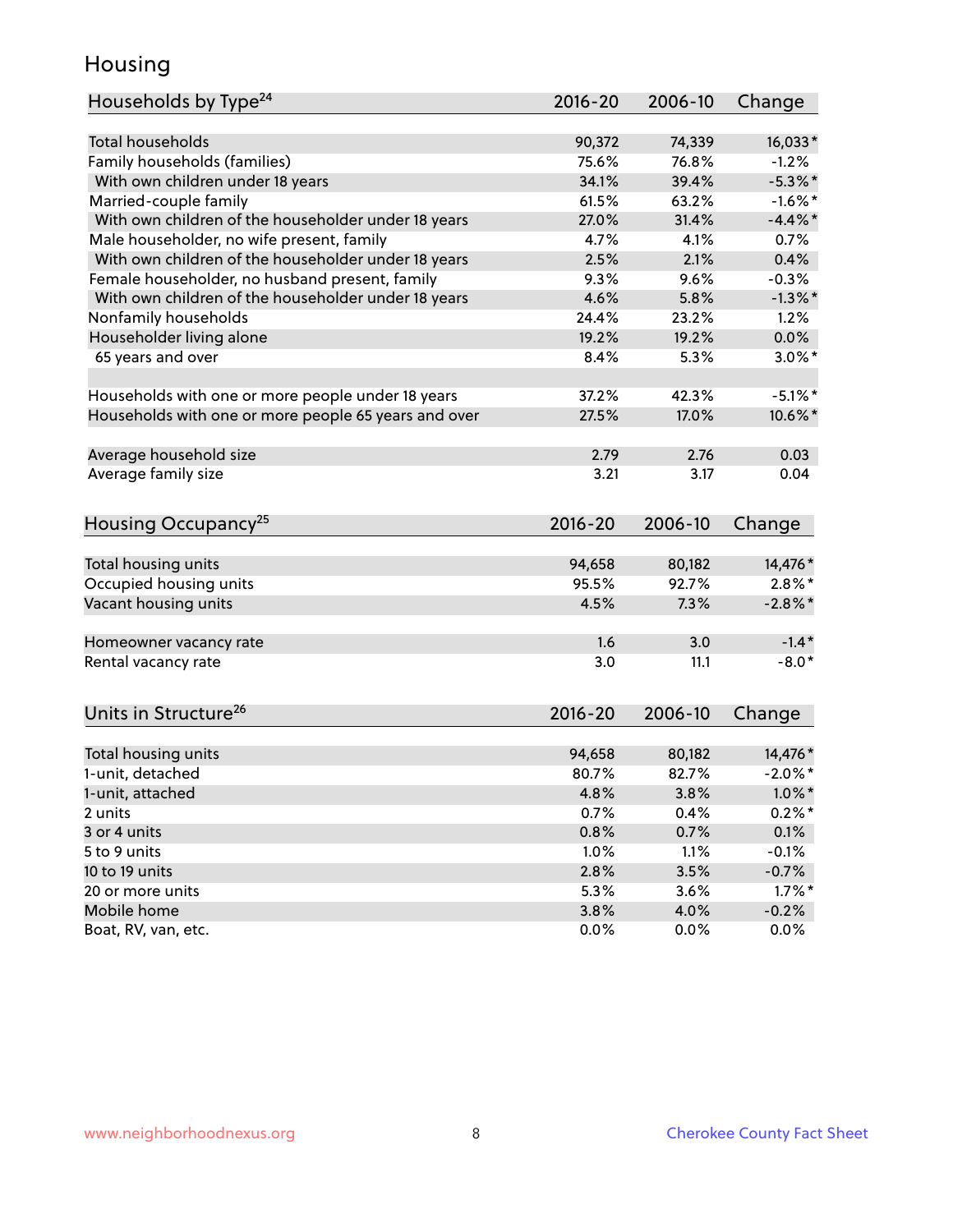# Housing

| Households by Type[24] | 2016-20 | 2006-10 | Change |
|---|---|---|---|
| Total households | 90,372 | 74,339 | 16,033* |
| Family households (families) | 75.6% | 76.8% | -1.2% |
| With own children under 18 years | 34.1% | 39.4% | -5.3%* |
| Married-couple family | 61.5% | 63.2% | -1.6%* |
| With own children of the householder under 18 years | 27.0% | 31.4% | -4.4%* |
| Male householder, no wife present, family | 4.7% | 4.1% | 0.7% |
| With own children of the householder under 18 years | 2.5% | 2.1% | 0.4% |
| Female householder, no husband present, family | 9.3% | 9.6% | -0.3% |
| With own children of the householder under 18 years | 4.6% | 5.8% | -1.3%* |
| Nonfamily households | 24.4% | 23.2% | 1.2% |
| Householder living alone | 19.2% | 19.2% | 0.0% |
| 65 years and over | 8.4% | 5.3% | 3.0%* |
| | | | |
| Households with one or more people under 18 years | 37.2% | 42.3% | -5.1%* |
| Households with one or more people 65 years and over | 27.5% | 17.0% | 10.6%* |
| | | | |
| Average household size | 2.79 | 2.76 | 0.03 |
| Average family size | 3.21 | 3.17 | 0.04 |

| Housing Occupancy[25] | 2016-20 | 2006-10 | Change |
|---|---|---|---|
| Total housing units | 94,658 | 80,182 | 14,476* |
| Occupied housing units | 95.5% | 92.7% | 2.8%* |
| Vacant housing units | 4.5% | 7.3% | -2.8%* |
| | | | |
| Homeowner vacancy rate | 1.6 | 3.0 | -1.4* |
| Rental vacancy rate | 3.0 | 11.1 | -8.0* |

| Units in Structure[26] | 2016-20 | 2006-10 | Change |
|---|---|---|---|
| Total housing units | 94,658 | 80,182 | 14,476* |
| 1-unit, detached | 80.7% | 82.7% | -2.0%* |
| 1-unit, attached | 4.8% | 3.8% | 1.0%* |
| 2 units | 0.7% | 0.4% | 0.2%* |
| 3 or 4 units | 0.8% | 0.7% | 0.1% |
| 5 to 9 units | 1.0% | 1.1% | -0.1% |
| 10 to 19 units | 2.8% | 3.5% | -0.7% |
| 20 or more units | 5.3% | 3.6% | 1.7%* |
| Mobile home | 3.8% | 4.0% | -0.2% |
| Boat, RV, van, etc. | 0.0% | 0.0% | 0.0% |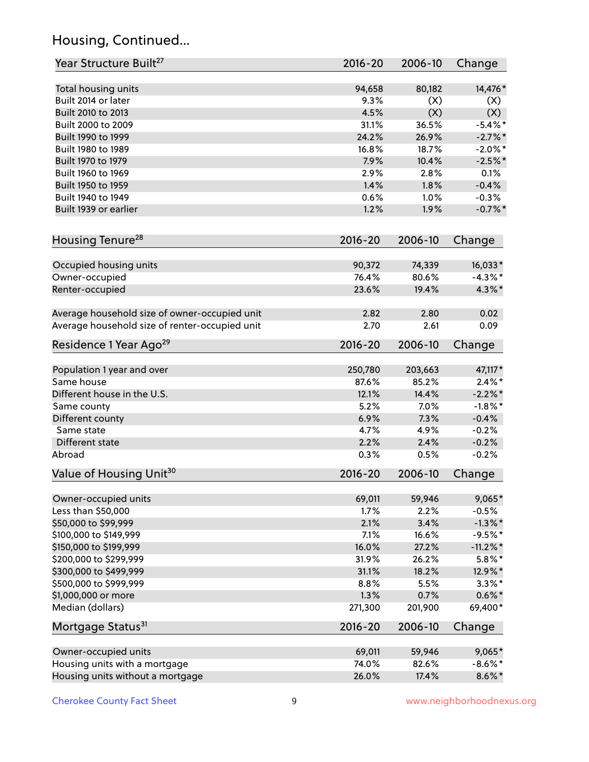## Housing, Continued...

| Year Structure Built[27] | 2016-20 | 2006-10 | Change |
|---|---|---|---|
| Total housing units | 94,658 | 80,182 | 14,476* |
| Built 2014 or later | 9.3% | (X) | (X) |
| Built 2010 to 2013 | 4.5% | (X) | (X) |
| Built 2000 to 2009 | 31.1% | 36.5% | -5.4%* |
| Built 1990 to 1999 | 24.2% | 26.9% | -2.7%* |
| Built 1980 to 1989 | 16.8% | 18.7% | -2.0%* |
| Built 1970 to 1979 | 7.9% | 10.4% | -2.5%* |
| Built 1960 to 1969 | 2.9% | 2.8% | 0.1% |
| Built 1950 to 1959 | 1.4% | 1.8% | -0.4% |
| Built 1940 to 1949 | 0.6% | 1.0% | -0.3% |
| Built 1939 or earlier | 1.2% | 1.9% | -0.7%* |

| Housing Tenure[28] | 2016-20 | 2006-10 | Change |
|---|---|---|---|
| Occupied housing units | 90,372 | 74,339 | 16,033* |
| Owner-occupied | 76.4% | 80.6% | -4.3%* |
| Renter-occupied | 23.6% | 19.4% | 4.3%* |
| | | | |
| Average household size of owner-occupied unit | 2.82 | 2.80 | 0.02 |
| Average household size of renter-occupied unit | 2.70 | 2.61 | 0.09 |

| Residence 1 Year Ago[29] | 2016-20 | 2006-10 | Change |
|---|---|---|---|
| Population 1 year and over | 250,780 | 203,663 | 47,117* |
| Same house | 87.6% | 85.2% | 2.4%* |
| Different house in the U.S. | 12.1% | 14.4% | -2.2%* |
| Same county | 5.2% | 7.0% | -1.8%* |
| Different county | 6.9% | 7.3% | -0.4% |
| Same state | 4.7% | 4.9% | -0.2% |
| Different state | 2.2% | 2.4% | -0.2% |
| Abroad | 0.3% | 0.5% | -0.2% |

| Value of Housing Unit[30] | 2016-20 | 2006-10 | Change |
|---|---|---|---|
| Owner-occupied units | 69,011 | 59,946 | 9,065* |
| Less than $50,000 | 1.7% | 2.2% | -0.5% |
| $50,000 to $99,999 | 2.1% | 3.4% | -1.3%* |
| $100,000 to $149,999 | 7.1% | 16.6% | -9.5%* |
| $150,000 to $199,999 | 16.0% | 27.2% | -11.2%* |
| $200,000 to $299,999 | 31.9% | 26.2% | 5.8%* |
| $300,000 to $499,999 | 31.1% | 18.2% | 12.9%* |
| $500,000 to $999,999 | 8.8% | 5.5% | 3.3%* |
| $1,000,000 or more | 1.3% | 0.7% | 0.6%* |
| Median (dollars) | 271,300 | 201,900 | 69,400* |

| Mortgage Status[31] | 2016-20 | 2006-10 | Change |
|---|---|---|---|
| Owner-occupied units | 69,011 | 59,946 | 9,065* |
| Housing units with a mortgage | 74.0% | 82.6% | -8.6%* |
| Housing units without a mortgage | 26.0% | 17.4% | 8.6%* |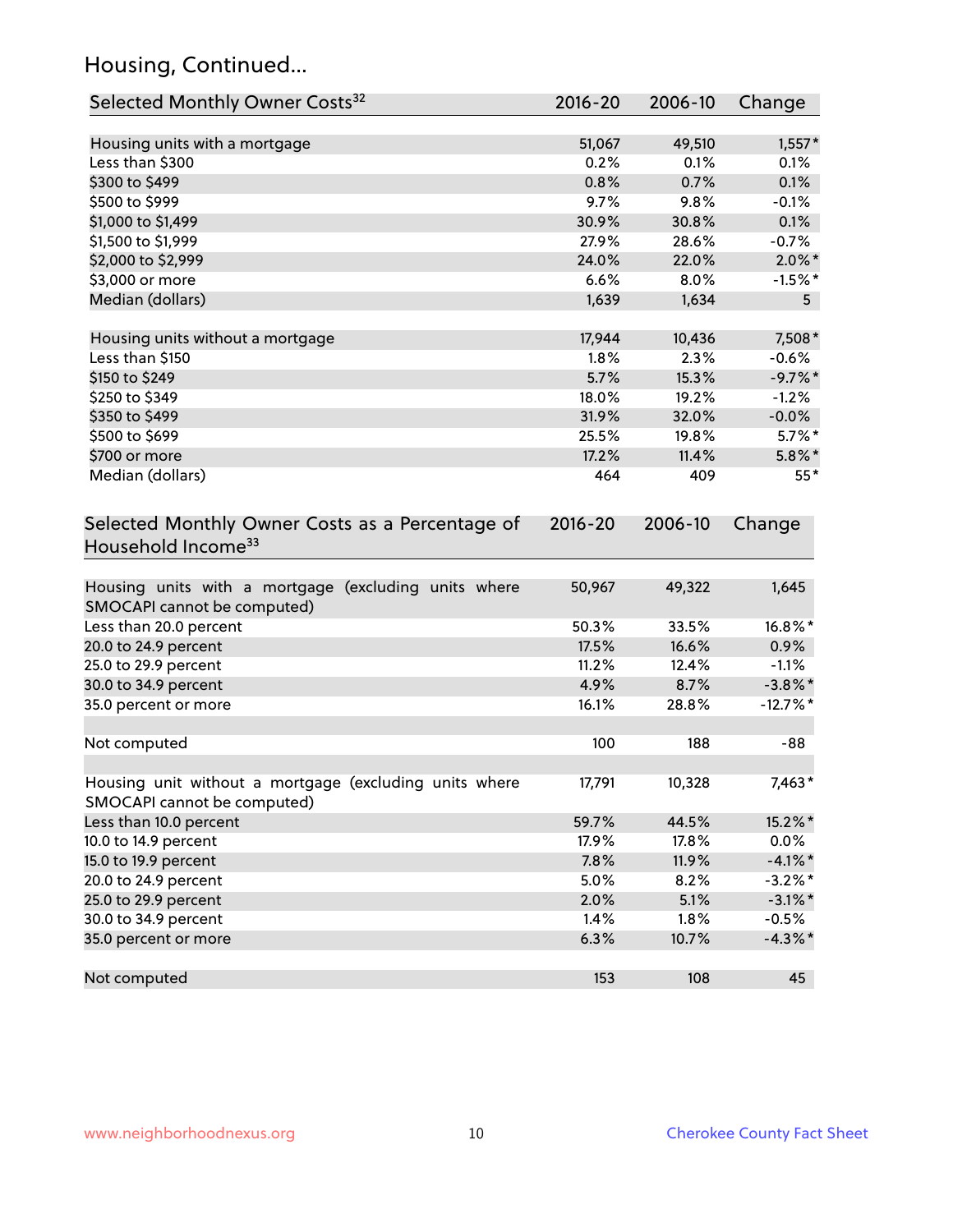## Housing, Continued...

| Selected Monthly Owner Costs[32] | 2016-20 | 2006-10 | Change |
|---|---|---|---|
| Housing units with a mortgage | 51,067 | 49,510 | 1,557* |
| Less than $300 | 0.2% | 0.1% | 0.1% |
| $300 to $499 | 0.8% | 0.7% | 0.1% |
| $500 to $999 | 9.7% | 9.8% | -0.1% |
| $1,000 to $1,499 | 30.9% | 30.8% | 0.1% |
| $1,500 to $1,999 | 27.9% | 28.6% | -0.7% |
| $2,000 to $2,999 | 24.0% | 22.0% | 2.0%* |
| $3,000 or more | 6.6% | 8.0% | -1.5%* |
| Median (dollars) | 1,639 | 1,634 | 5 |
| | | | |
| Housing units without a mortgage | 17,944 | 10,436 | 7,508* |
| Less than $150 | 1.8% | 2.3% | -0.6% |
| $150 to $249 | 5.7% | 15.3% | -9.7%* |
| $250 to $349 | 18.0% | 19.2% | -1.2% |
| $350 to $499 | 31.9% | 32.0% | -0.0% |
| $500 to $699 | 25.5% | 19.8% | 5.7%* |
| $700 or more | 17.2% | 11.4% | 5.8%* |
| Median (dollars) | 464 | 409 | 55* |

| Selected Monthly Owner Costs as a Percentage of Household Income[33] | 2016-20 | 2006-10 | Change |
|---|---|---|---|
| Housing units with a mortgage (excluding units where SMOCAPI cannot be computed) | 50,967 | 49,322 | 1,645 |
| Less than 20.0 percent | 50.3% | 33.5% | 16.8%* |
| 20.0 to 24.9 percent | 17.5% | 16.6% | 0.9% |
| 25.0 to 29.9 percent | 11.2% | 12.4% | -1.1% |
| 30.0 to 34.9 percent | 4.9% | 8.7% | -3.8%* |
| 35.0 percent or more | 16.1% | 28.8% | -12.7%* |
| | | | |
| Not computed | 100 | 188 | -88 |
| | | | |
| Housing unit without a mortgage (excluding units where SMOCAPI cannot be computed) | 17,791 | 10,328 | 7,463* |
| Less than 10.0 percent | 59.7% | 44.5% | 15.2%* |
| 10.0 to 14.9 percent | 17.9% | 17.8% | 0.0% |
| 15.0 to 19.9 percent | 7.8% | 11.9% | -4.1%* |
| 20.0 to 24.9 percent | 5.0% | 8.2% | -3.2%* |
| 25.0 to 29.9 percent | 2.0% | 5.1% | -3.1%* |
| 30.0 to 34.9 percent | 1.4% | 1.8% | -0.5% |
| 35.0 percent or more | 6.3% | 10.7% | -4.3%* |
| | | | |
| Not computed | 153 | 108 | 45 |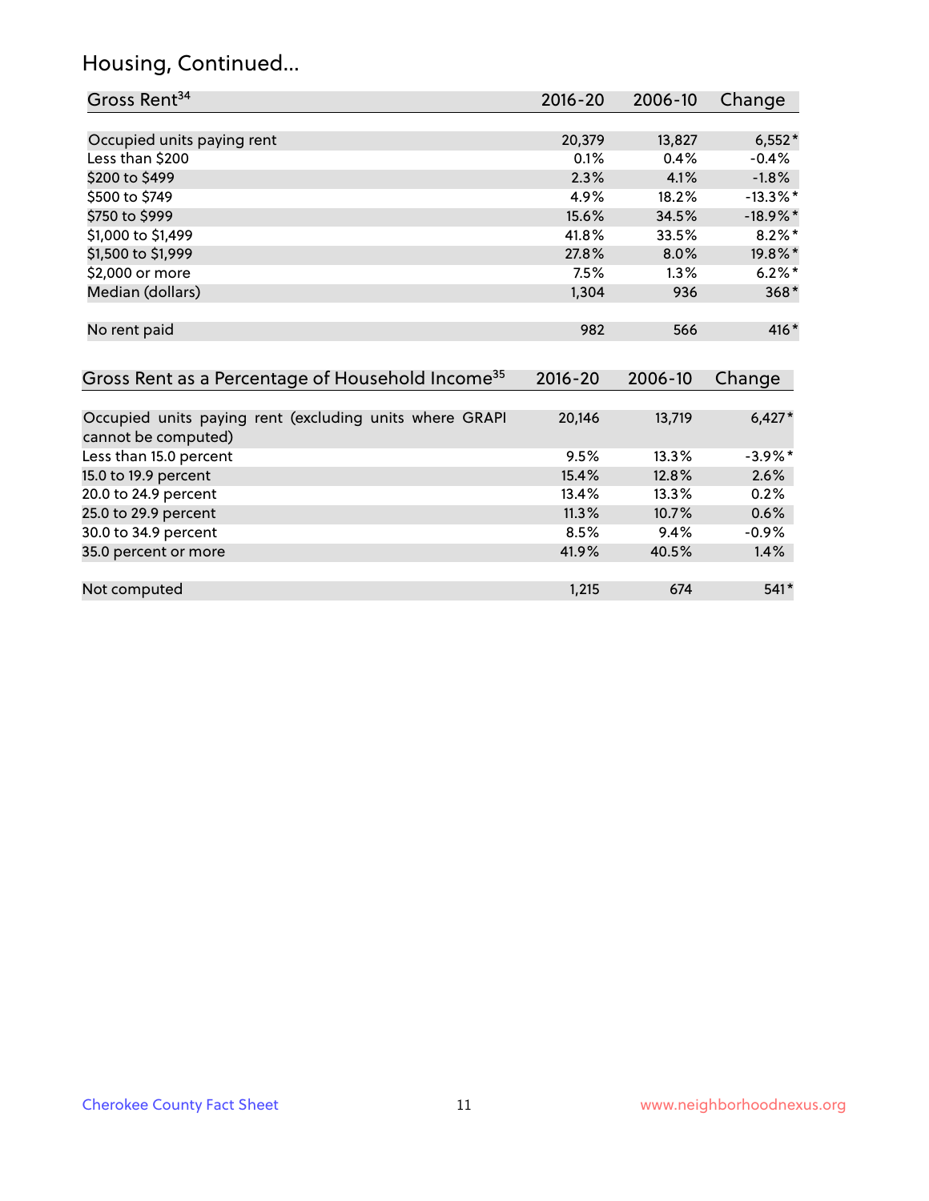# Housing, Continued...

| Gross Rent[34] | 2016-20 | 2006-10 | Change |
|---|---|---|---|
| Occupied units paying rent | 20,379 | 13,827 | 6,552* |
| Less than $200 | 0.1% | 0.4% | -0.4% |
| $200 to $499 | 2.3% | 4.1% | -1.8% |
| $500 to $749 | 4.9% | 18.2% | -13.3%* |
| $750 to $999 | 15.6% | 34.5% | -18.9%* |
| $1,000 to $1,499 | 41.8% | 33.5% | 8.2%* |
| $1,500 to $1,999 | 27.8% | 8.0% | 19.8%* |
| $2,000 or more | 7.5% | 1.3% | 6.2%* |
| Median (dollars) | 1,304 | 936 | 368* |
| No rent paid | 982 | 566 | 416* |

| Gross Rent as a Percentage of Household Income[35] | 2016-20 | 2006-10 | Change |
|---|---|---|---|
| Occupied units paying rent (excluding units where GRAPI cannot be computed) | 20,146 | 13,719 | 6,427* |
| Less than 15.0 percent | 9.5% | 13.3% | -3.9%* |
| 15.0 to 19.9 percent | 15.4% | 12.8% | 2.6% |
| 20.0 to 24.9 percent | 13.4% | 13.3% | 0.2% |
| 25.0 to 29.9 percent | 11.3% | 10.7% | 0.6% |
| 30.0 to 34.9 percent | 8.5% | 9.4% | -0.9% |
| 35.0 percent or more | 41.9% | 40.5% | 1.4% |
| Not computed | 1,215 | 674 | 541* |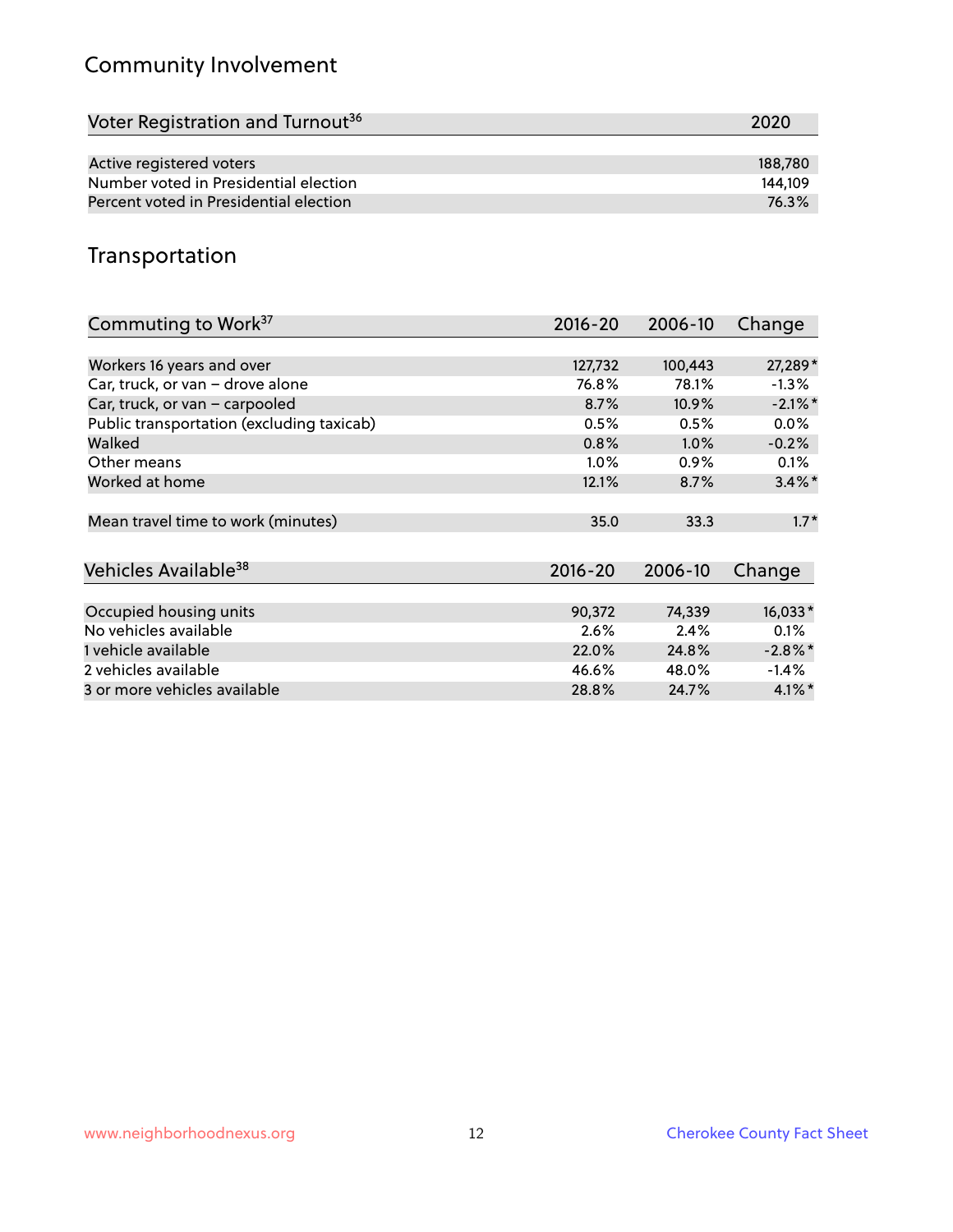## Community Involvement

| Voter Registration and Turnout[36] | 2020 |
|---|---|
| Active registered voters | 188,780 |
| Number voted in Presidential election | 144,109 |
| Percent voted in Presidential election | 76.3% |

## Transportation

| Commuting to Work[37] | 2016-20 | 2006-10 | Change |
|---|---|---|---|
| Workers 16 years and over | 127,732 | 100,443 | 27,289* |
| Car, truck, or van – drove alone | 76.8% | 78.1% | -1.3% |
| Car, truck, or van – carpooled | 8.7% | 10.9% | -2.1%* |
| Public transportation (excluding taxicab) | 0.5% | 0.5% | 0.0% |
| Walked | 0.8% | 1.0% | -0.2% |
| Other means | 1.0% | 0.9% | 0.1% |
| Worked at home | 12.1% | 8.7% | 3.4%* |
| Mean travel time to work (minutes) | 35.0 | 33.3 | 1.7* |

| Vehicles Available[38] | 2016-20 | 2006-10 | Change |
|---|---|---|---|
| Occupied housing units | 90,372 | 74,339 | 16,033* |
| No vehicles available | 2.6% | 2.4% | 0.1% |
| 1 vehicle available | 22.0% | 24.8% | -2.8%* |
| 2 vehicles available | 46.6% | 48.0% | -1.4% |
| 3 or more vehicles available | 28.8% | 24.7% | 4.1%* |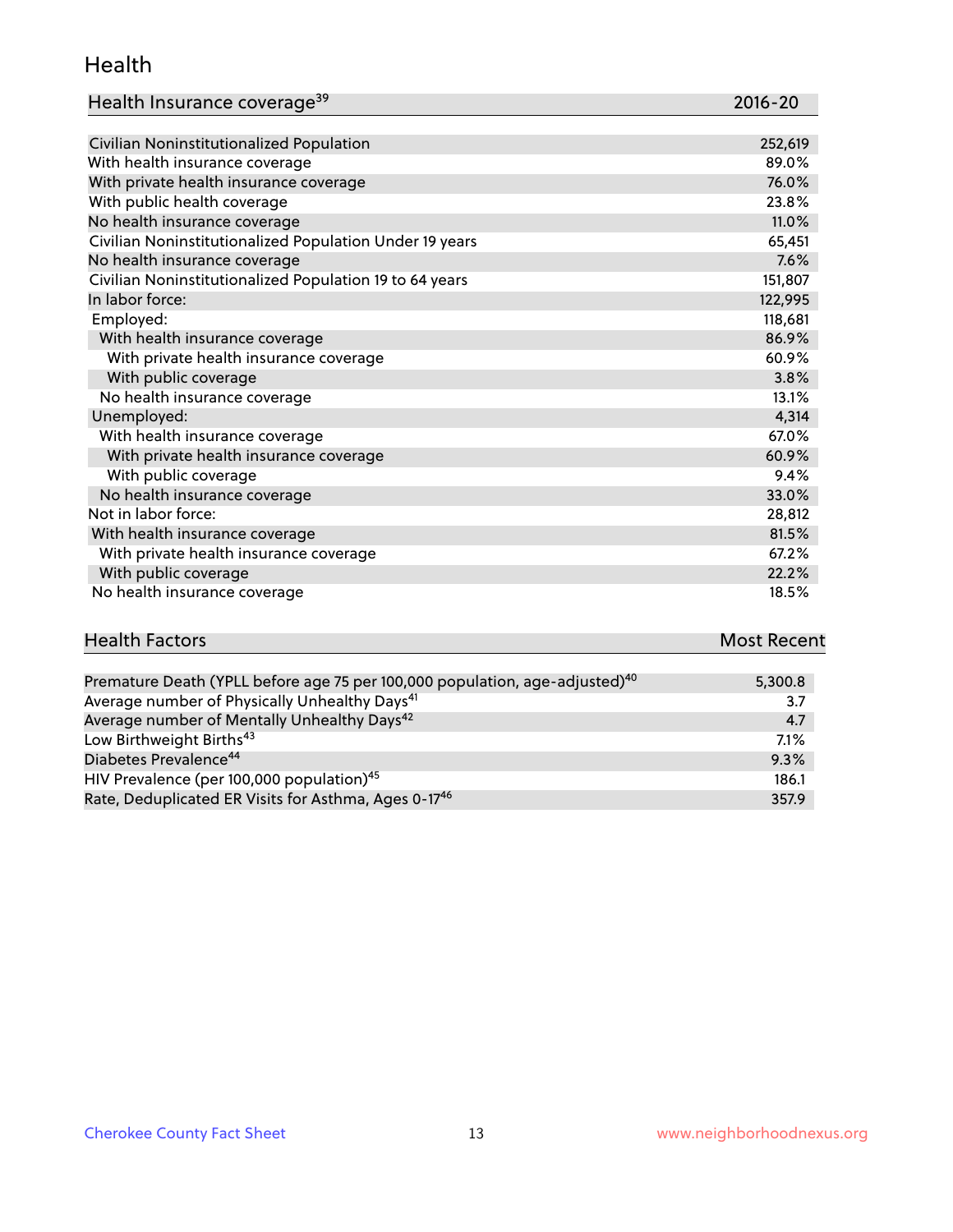## Health

| Health Insurance coverage[39] | 2016-20 |
| --- | --- |
| Civilian Noninstitutionalized Population | 252,619 |
| With health insurance coverage | 89.0% |
| With private health insurance coverage | 76.0% |
| With public health coverage | 23.8% |
| No health insurance coverage | 11.0% |
| Civilian Noninstitutionalized Population Under 19 years | 65,451 |
| No health insurance coverage | 7.6% |
| Civilian Noninstitutionalized Population 19 to 64 years | 151,807 |
| In labor force: | 122,995 |
| Employed: | 118,681 |
| With health insurance coverage | 86.9% |
| With private health insurance coverage | 60.9% |
| With public coverage | 3.8% |
| No health insurance coverage | 13.1% |
| Unemployed: | 4,314 |
| With health insurance coverage | 67.0% |
| With private health insurance coverage | 60.9% |
| With public coverage | 9.4% |
| No health insurance coverage | 33.0% |
| Not in labor force: | 28,812 |
| With health insurance coverage | 81.5% |
| With private health insurance coverage | 67.2% |
| With public coverage | 22.2% |
| No health insurance coverage | 18.5% |

| Health Factors | Most Recent |
| --- | --- |
| Premature Death (YPLL before age 75 per 100,000 population, age-adjusted)[40] | 5,300.8 |
| Average number of Physically Unhealthy Days[41] | 3.7 |
| Average number of Mentally Unhealthy Days[42] | 4.7 |
| Low Birthweight Births[43] | 7.1% |
| Diabetes Prevalence[44] | 9.3% |
| HIV Prevalence (per 100,000 population)[45] | 186.1 |
| Rate, Deduplicated ER Visits for Asthma, Ages 0-17[46] | 357.9 |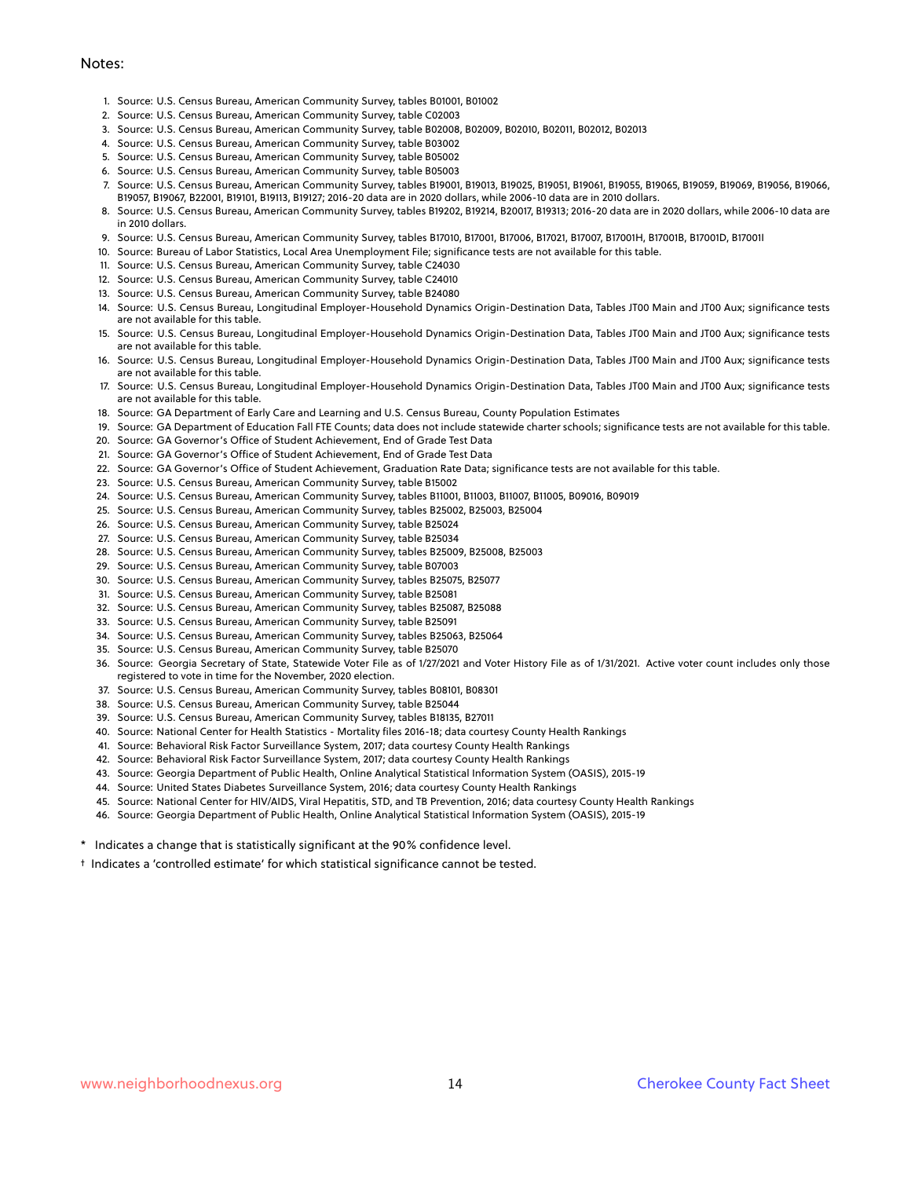Notes:

1. Source: U.S. Census Bureau, American Community Survey, tables B01001, B01002
2. Source: U.S. Census Bureau, American Community Survey, table C02003
3. Source: U.S. Census Bureau, American Community Survey, table B02008, B02009, B02010, B02011, B02012, B02013
4. Source: U.S. Census Bureau, American Community Survey, table B03002
5. Source: U.S. Census Bureau, American Community Survey, table B05002
6. Source: U.S. Census Bureau, American Community Survey, table B05003
7. Source: U.S. Census Bureau, American Community Survey, tables B19001, B19013, B19025, B19051, B19061, B19055, B19065, B19059, B19069, B19056, B19066, B19057, B19067, B22001, B19101, B19113, B19127; 2016-20 data are in 2020 dollars, while 2006-10 data are in 2010 dollars.
8. Source: U.S. Census Bureau, American Community Survey, tables B19202, B19214, B20017, B19313; 2016-20 data are in 2020 dollars, while 2006-10 data are in 2010 dollars.
9. Source: U.S. Census Bureau, American Community Survey, tables B17010, B17001, B17006, B17021, B17007, B17001H, B17001B, B17001D, B17001I
10. Source: Bureau of Labor Statistics, Local Area Unemployment File; significance tests are not available for this table.
11. Source: U.S. Census Bureau, American Community Survey, table C24030
12. Source: U.S. Census Bureau, American Community Survey, table C24010
13. Source: U.S. Census Bureau, American Community Survey, table B24080
14. Source: U.S. Census Bureau, Longitudinal Employer-Household Dynamics Origin-Destination Data, Tables JT00 Main and JT00 Aux; significance tests are not available for this table.
15. Source: U.S. Census Bureau, Longitudinal Employer-Household Dynamics Origin-Destination Data, Tables JT00 Main and JT00 Aux; significance tests are not available for this table.
16. Source: U.S. Census Bureau, Longitudinal Employer-Household Dynamics Origin-Destination Data, Tables JT00 Main and JT00 Aux; significance tests are not available for this table.
17. Source: U.S. Census Bureau, Longitudinal Employer-Household Dynamics Origin-Destination Data, Tables JT00 Main and JT00 Aux; significance tests are not available for this table.
18. Source: GA Department of Early Care and Learning and U.S. Census Bureau, County Population Estimates
19. Source: GA Department of Education Fall FTE Counts; data does not include statewide charter schools; significance tests are not available for this table.
20. Source: GA Governor's Office of Student Achievement, End of Grade Test Data
21. Source: GA Governor's Office of Student Achievement, End of Grade Test Data
22. Source: GA Governor's Office of Student Achievement, Graduation Rate Data; significance tests are not available for this table.
23. Source: U.S. Census Bureau, American Community Survey, table B15002
24. Source: U.S. Census Bureau, American Community Survey, tables B11001, B11003, B11007, B11005, B09016, B09019
25. Source: U.S. Census Bureau, American Community Survey, tables B25002, B25003, B25004
26. Source: U.S. Census Bureau, American Community Survey, table B25024
27. Source: U.S. Census Bureau, American Community Survey, table B25034
28. Source: U.S. Census Bureau, American Community Survey, tables B25009, B25008, B25003
29. Source: U.S. Census Bureau, American Community Survey, table B07003
30. Source: U.S. Census Bureau, American Community Survey, tables B25075, B25077
31. Source: U.S. Census Bureau, American Community Survey, table B25081
32. Source: U.S. Census Bureau, American Community Survey, tables B25087, B25088
33. Source: U.S. Census Bureau, American Community Survey, table B25091
34. Source: U.S. Census Bureau, American Community Survey, tables B25063, B25064
35. Source: U.S. Census Bureau, American Community Survey, table B25070
36. Source: Georgia Secretary of State, Statewide Voter File as of 1/27/2021 and Voter History File as of 1/31/2021. Active voter count includes only those registered to vote in time for the November, 2020 election.
37. Source: U.S. Census Bureau, American Community Survey, tables B08101, B08301
38. Source: U.S. Census Bureau, American Community Survey, table B25044
39. Source: U.S. Census Bureau, American Community Survey, tables B18135, B27011
40. Source: National Center for Health Statistics - Mortality files 2016-18; data courtesy County Health Rankings
41. Source: Behavioral Risk Factor Surveillance System, 2017; data courtesy County Health Rankings
42. Source: Behavioral Risk Factor Surveillance System, 2017; data courtesy County Health Rankings
43. Source: Georgia Department of Public Health, Online Analytical Statistical Information System (OASIS), 2015-19
44. Source: United States Diabetes Surveillance System, 2016; data courtesy County Health Rankings
45. Source: National Center for HIV/AIDS, Viral Hepatitis, STD, and TB Prevention, 2016; data courtesy County Health Rankings
46. Source: Georgia Department of Public Health, Online Analytical Statistical Information System (OASIS), 2015-19

\* Indicates a change that is statistically significant at the 90% confidence level.

† Indicates a 'controlled estimate' for which statistical significance cannot be tested.